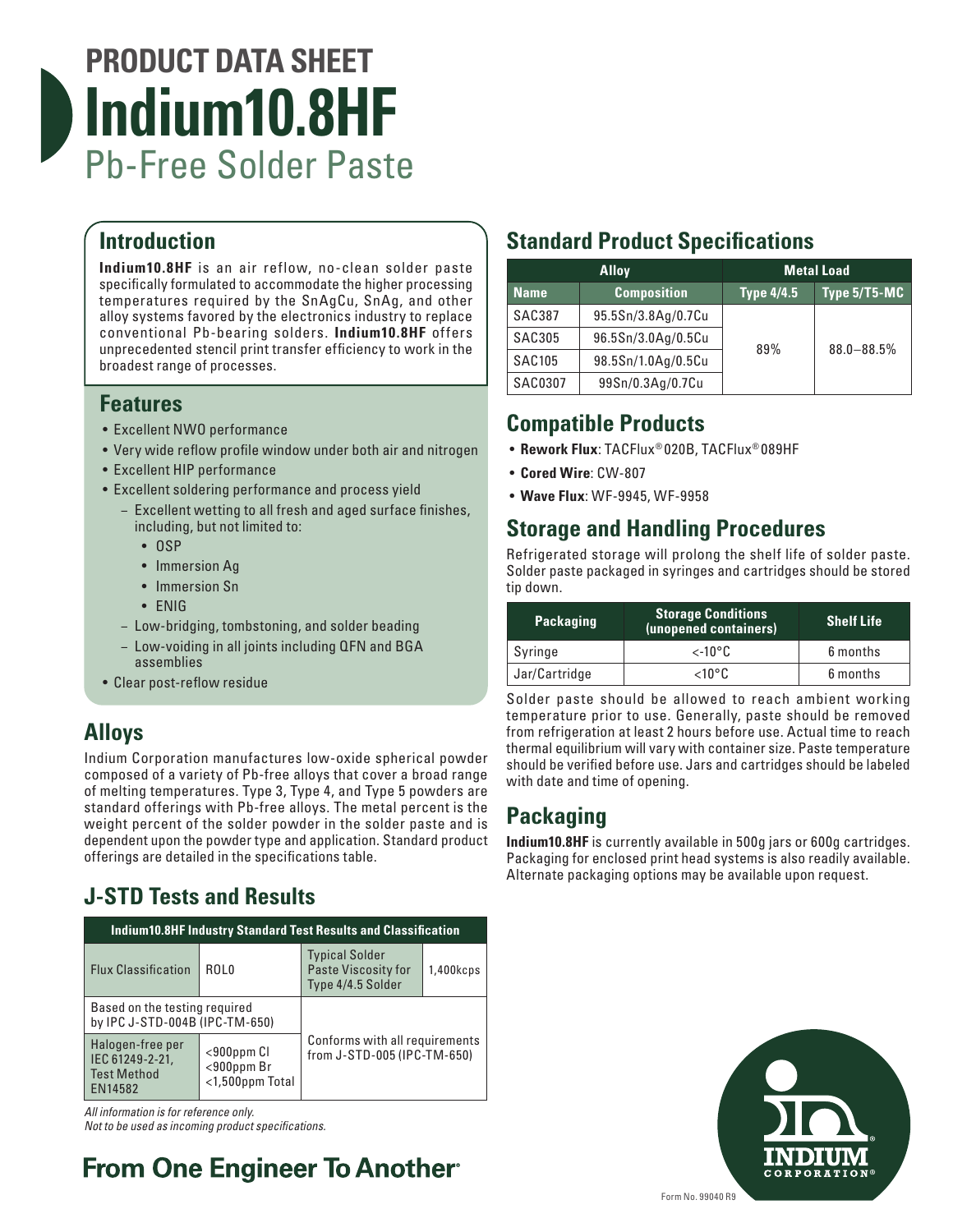# PRODUCT DATA SHEET

# Indium10.8HF

## Pb-Free Solder Paste

## Introduction

**Indium10.8HF** is an air reflow, no-clean solder paste specifically formulated to accommodate the higher processing temperatures required by the SnAgCu, SnAg, and other alloy systems favored by the electronics industry to replace conventional Pb-bearing solders. **Indium10.8HF** offers unprecedented stencil print transfer efficiency to work in the broadest range of processes.

## Features

- Excellent NWO performance
- Very wide reflow profile window under both air and nitrogen
- Excellent HIP performance
- Excellent soldering performance and process yield
  - Excellent wetting to all fresh and aged surface finishes, including, but not limited to:
    - OSP
    - Immersion Ag
    - Immersion Sn
    - ENIG
  - Low-bridging, tombstoning, and solder beading
  - Low-voiding in all joints including QFN and BGA assemblies
- Clear post-reflow residue

## Alloys

Indium Corporation manufactures low-oxide spherical powder composed of a variety of Pb-free alloys that cover a broad range of melting temperatures. Type 3, Type 4, and Type 5 powders are standard offerings with Pb-free alloys. The metal percent is the weight percent of the solder powder in the solder paste and is dependent upon the powder type and application. Standard product offerings are detailed in the specifications table.

## J-STD Tests and Results

| Indium10.8HF Industry Standard Test Results and Classification | | | |
|---|---|---|---|
| Flux Classification | ROL0 | Typical Solder Paste Viscosity for Type 4/4.5 Solder | 1,400kcps |
| Based on the testing required by IPC J-STD-004B (IPC-TM-650) | | Conforms with all requirements from J-STD-005 (IPC-TM-650) | |
| Halogen-free per IEC 61249-2-21, Test Method EN14582 | <900ppm Cl<br><900ppm Br<br><1,500ppm Total | | |

*All information is for reference only.*
*Not to be used as incoming product specifications.*

## Standard Product Specifications

| Alloy | | Metal Load | |
|---|---|---|---|
| **Name** | **Composition** | **Type 4/4.5** | **Type 5/T5-MC** |
| SAC387 | 95.5Sn/3.8Ag/0.7Cu | 89% | 88.0–88.5% |
| SAC305 | 96.5Sn/3.0Ag/0.5Cu | | |
| SAC105 | 98.5Sn/1.0Ag/0.5Cu | | |
| SAC0307 | 99Sn/0.3Ag/0.7Cu | | |

## Compatible Products

- **Rework Flux**: TACFlux® 020B, TACFlux® 089HF
- **Cored Wire**: CW-807
- **Wave Flux**: WF-9945, WF-9958

## Storage and Handling Procedures

Refrigerated storage will prolong the shelf life of solder paste. Solder paste packaged in syringes and cartridges should be stored tip down.

| Packaging | Storage Conditions (unopened containers) | Shelf Life |
|---|---|---|
| Syringe | <-10°C | 6 months |
| Jar/Cartridge | <10°C | 6 months |

Solder paste should be allowed to reach ambient working temperature prior to use. Generally, paste should be removed from refrigeration at least 2 hours before use. Actual time to reach thermal equilibrium will vary with container size. Paste temperature should be verified before use. Jars and cartridges should be labeled with date and time of opening.

## Packaging

**Indium10.8HF** is currently available in 500g jars or 600g cartridges. Packaging for enclosed print head systems is also readily available. Alternate packaging options may be available upon request.

**From One Engineer To Another®**

Form No. 99040 R9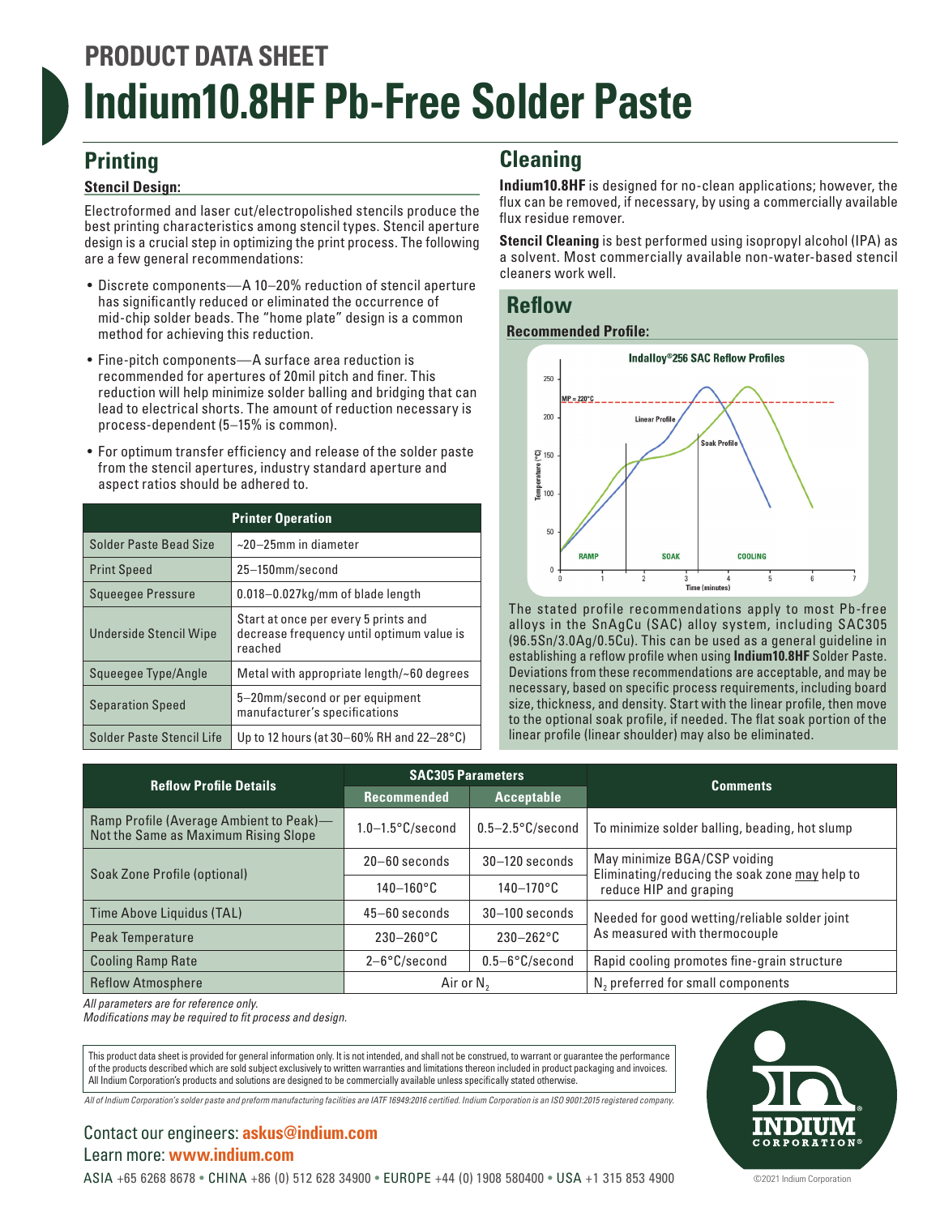# PRODUCT DATA SHEET

# Indium10.8HF Pb-Free Solder Paste

## Printing

### Stencil Design:

Electroformed and laser cut/electropolished stencils produce the best printing characteristics among stencil types. Stencil aperture design is a crucial step in optimizing the print process. The following are a few general recommendations:

- Discrete components—A 10–20% reduction of stencil aperture has significantly reduced or eliminated the occurrence of mid-chip solder beads. The "home plate" design is a common method for achieving this reduction.
- Fine-pitch components—A surface area reduction is recommended for apertures of 20mil pitch and finer. This reduction will help minimize solder balling and bridging that can lead to electrical shorts. The amount of reduction necessary is process-dependent (5–15% is common).
- For optimum transfer efficiency and release of the solder paste from the stencil apertures, industry standard aperture and aspect ratios should be adhered to.

| Printer Operation | |
|---|---|
| Solder Paste Bead Size | ~20–25mm in diameter |
| Print Speed | 25–150mm/second |
| Squeegee Pressure | 0.018–0.027kg/mm of blade length |
| Underside Stencil Wipe | Start at once per every 5 prints and decrease frequency until optimum value is reached |
| Squeegee Type/Angle | Metal with appropriate length/~60 degrees |
| Separation Speed | 5–20mm/second or per equipment manufacturer's specifications |
| Solder Paste Stencil Life | Up to 12 hours (at 30–60% RH and 22–28°C) |

## Cleaning

**Indium10.8HF** is designed for no-clean applications; however, the flux can be removed, if necessary, by using a commercially available flux residue remover.

**Stencil Cleaning** is best performed using isopropyl alcohol (IPA) as a solvent. Most commercially available non-water-based stencil cleaners work well.

## Reflow

### Recommended Profile:

Indalloy®256 SAC Reflow Profiles

MP = 220°C

Linear Profile

Soak Profile

Temperature (°C)

0 50 100 150 200 250

RAMP SOAK COOLING

0 1 2 3 4 5 6 7

Time (minutes)

The stated profile recommendations apply to most Pb-free alloys in the SnAgCu (SAC) alloy system, including SAC305 (96.5Sn/3.0Ag/0.5Cu). This can be used as a general guideline in establishing a reflow profile when using **Indium10.8HF** Solder Paste. Deviations from these recommendations are acceptable, and may be necessary, based on specific process requirements, including board size, thickness, and density. Start with the linear profile, then move to the optional soak profile, if needed. The flat soak portion of the linear profile (linear shoulder) may also be eliminated.

| Reflow Profile Details | SAC305 Parameters | | Comments |
|---|---|---|---|
| | Recommended | Acceptable | |
| Ramp Profile (Average Ambient to Peak)—Not the Same as Maximum Rising Slope | 1.0–1.5°C/second | 0.5–2.5°C/second | To minimize solder balling, beading, hot slump |
| Soak Zone Profile (optional) | 20–60 seconds | 30–120 seconds | May minimize BGA/CSP voiding<br>Eliminating/reducing the soak zone <u>may</u> help to reduce HIP and graping |
| | 140–160°C | 140–170°C | |
| Time Above Liquidus (TAL) | 45–60 seconds | 30–100 seconds | Needed for good wetting/reliable solder joint<br>As measured with thermocouple |
| Peak Temperature | 230–260°C | 230–262°C | |
| Cooling Ramp Rate | 2–6°C/second | 0.5–6°C/second | Rapid cooling promotes fine-grain structure |
| Reflow Atmosphere | Air or $N_2$ | | $N_2$ preferred for small components |

*All parameters are for reference only.*
*Modifications may be required to fit process and design.*

This product data sheet is provided for general information only. It is not intended, and shall not be construed, to warrant or guarantee the performance of the products described which are sold subject exclusively to written warranties and limitations thereon included in product packaging and invoices. All Indium Corporation's products and solutions are designed to be commercially available unless specifically stated otherwise.

*All of Indium Corporation's solder paste and preform manufacturing facilities are IATF 16949:2016 certified. Indium Corporation is an ISO 9001:2015 registered company.*

Contact our engineers: **askus@indium.com**
Learn more: **www.indium.com**

ASIA +65 6268 8678 • CHINA +86 (0) 512 628 34900 • EUROPE +44 (0) 1908 580400 • USA +1 315 853 4900

INDIUM CORPORATION®

©2021 Indium Corporation